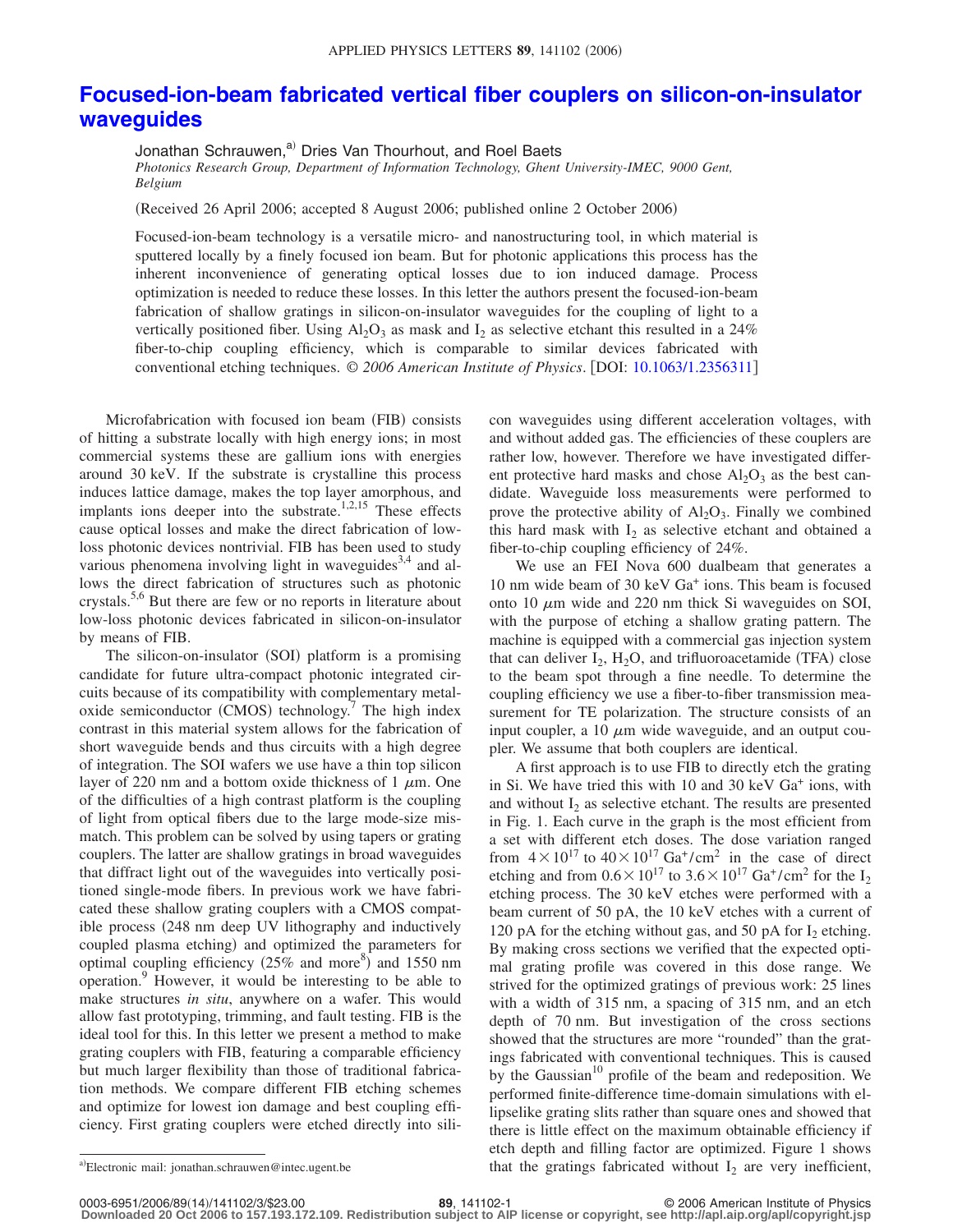# Focused-ion-beam fabricated vertical fiber couplers on silicon-on-insulator waveguides

Jonathan Schrauwen,[a] Dries Van Thourhout, and Roel Baets

*Photonics Research Group, Department of Information Technology, Ghent University-IMEC, 9000 Gent, Belgium*

(Received 26 April 2006; accepted 8 August 2006; published online 2 October 2006)

Focused-ion-beam technology is a versatile micro- and nanostructuring tool, in which material is sputtered locally by a finely focused ion beam. But for photonic applications this process has the inherent inconvenience of generating optical losses due to ion induced damage. Process optimization is needed to reduce these losses. In this letter the authors present the focused-ion-beam fabrication of shallow gratings in silicon-on-insulator waveguides for the coupling of light to a vertically positioned fiber. Using $Al_2O_3$ as mask and $I_2$ as selective etchant this resulted in a 24% fiber-to-chip coupling efficiency, which is comparable to similar devices fabricated with conventional etching techniques. *© 2006 American Institute of Physics*. [DOI: 10.1063/1.2356311]

Microfabrication with focused ion beam (FIB) consists of hitting a substrate locally with high energy ions; in most commercial systems these are gallium ions with energies around 30 keV. If the substrate is crystalline this process induces lattice damage, makes the top layer amorphous, and implants ions deeper into the substrate.[1,2,15] These effects cause optical losses and make the direct fabrication of low-loss photonic devices nontrivial. FIB has been used to study various phenomena involving light in waveguides[3,4] and allows the direct fabrication of structures such as photonic crystals.[5,6] But there are few or no reports in literature about low-loss photonic devices fabricated in silicon-on-insulator by means of FIB.

The silicon-on-insulator (SOI) platform is a promising candidate for future ultra-compact photonic integrated circuits because of its compatibility with complementary metal-oxide semiconductor (CMOS) technology.[7] The high index contrast in this material system allows for the fabrication of short waveguide bends and thus circuits with a high degree of integration. The SOI wafers we use have a thin top silicon layer of 220 nm and a bottom oxide thickness of 1 $\mu$m. One of the difficulties of a high contrast platform is the coupling of light from optical fibers due to the large mode-size mismatch. This problem can be solved by using tapers or grating couplers. The latter are shallow gratings in broad waveguides that diffract light out of the waveguides into vertically positioned single-mode fibers. In previous work we have fabricated these shallow grating couplers with a CMOS compatible process (248 nm deep UV lithography and inductively coupled plasma etching) and optimized the parameters for optimal coupling efficiency (25% and more[8]) and 1550 nm operation.[9] However, it would be interesting to be able to make structures *in situ*, anywhere on a wafer. This would allow fast prototyping, trimming, and fault testing. FIB is the ideal tool for this. In this letter we present a method to make grating couplers with FIB, featuring a comparable efficiency but much larger flexibility than those of traditional fabrication methods. We compare different FIB etching schemes and optimize for lowest ion damage and best coupling efficiency. First grating couplers were etched directly into silicon waveguides using different acceleration voltages, with and without added gas. The efficiencies of these couplers are rather low, however. Therefore we have investigated different protective hard masks and chose $Al_2O_3$ as the best candidate. Waveguide loss measurements were performed to prove the protective ability of $Al_2O_3$. Finally we combined this hard mask with $I_2$ as selective etchant and obtained a fiber-to-chip coupling efficiency of 24%.

We use an FEI Nova 600 dualbeam that generates a 10 nm wide beam of 30 keV $Ga^+$ ions. This beam is focused onto 10 $\mu$m wide and 220 nm thick Si waveguides on SOI, with the purpose of etching a shallow grating pattern. The machine is equipped with a commercial gas injection system that can deliver $I_2$, $H_2O$, and trifluoroacetamide (TFA) close to the beam spot through a fine needle. To determine the coupling efficiency we use a fiber-to-fiber transmission measurement for TE polarization. The structure consists of an input coupler, a 10 $\mu$m wide waveguide, and an output coupler. We assume that both couplers are identical.

A first approach is to use FIB to directly etch the grating in Si. We have tried this with 10 and 30 keV $Ga^+$ ions, with and without $I_2$ as selective etchant. The results are presented in Fig. 1. Each curve in the graph is the most efficient from a set with different etch doses. The dose variation ranged from $4\times10^{17}$ to $40\times10^{17}$ $Ga^+/cm^2$ in the case of direct etching and from $0.6\times10^{17}$ to $3.6\times10^{17}$ $Ga^+/cm^2$ for the $I_2$ etching process. The 30 keV etches were performed with a beam current of 50 pA, the 10 keV etches with a current of 120 pA for the etching without gas, and 50 pA for $I_2$ etching. By making cross sections we verified that the expected optimal grating profile was covered in this dose range. We strived for the optimized gratings of previous work: 25 lines with a width of 315 nm, a spacing of 315 nm, and an etch depth of 70 nm. But investigation of the cross sections showed that the structures are more "rounded" than the gratings fabricated with conventional techniques. This is caused by the Gaussian[10] profile of the beam and redeposition. We performed finite-difference time-domain simulations with ellipselike grating slits rather than square ones and showed that there is little effect on the maximum obtainable efficiency if etch depth and filling factor are optimized. Figure 1 shows that the gratings fabricated without $I_2$ are very inefficient,

[a]Electronic mail: jonathan.schrauwen@intec.ugent.be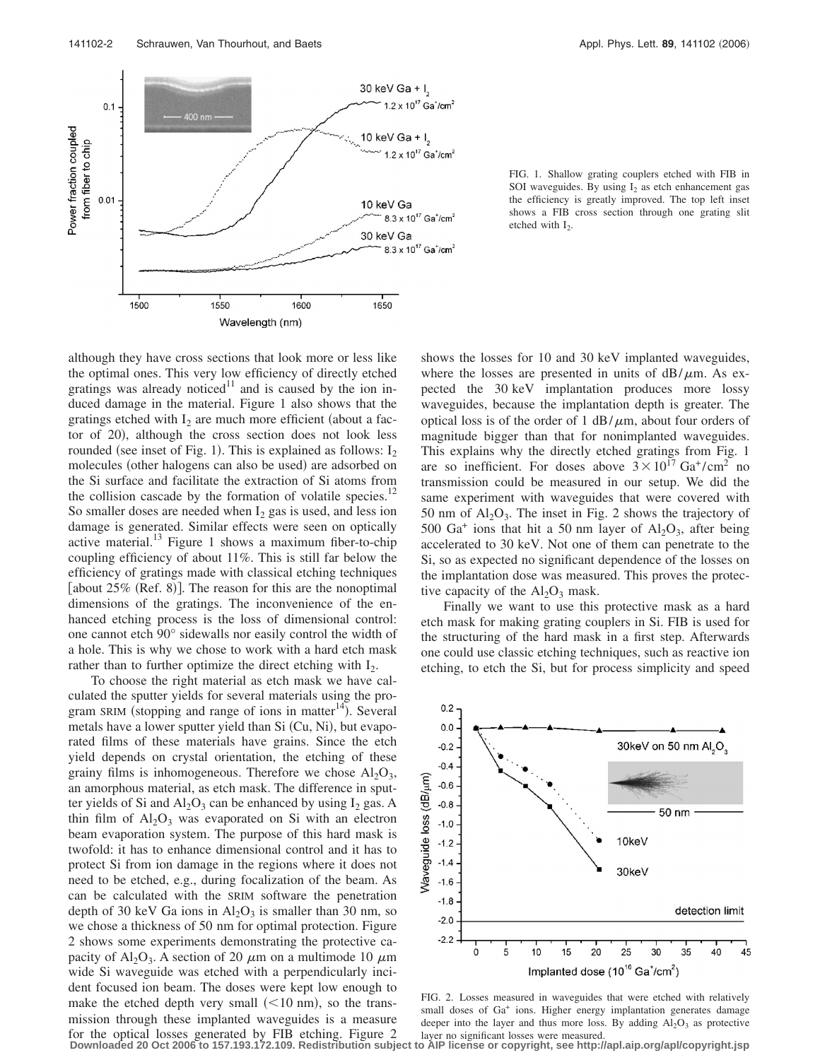FIG. 1. Shallow grating couplers etched with FIB in SOI waveguides. By using $I_2$ as etch enhancement gas the efficiency is greatly improved. The top left inset shows a FIB cross section through one grating slit etched with $I_2$.

although they have cross sections that look more or less like the optimal ones. This very low efficiency of directly etched gratings was already noticed[11] and is caused by the ion induced damage in the material. Figure 1 also shows that the gratings etched with $I_2$ are much more efficient (about a factor of 20), although the cross section does not look less rounded (see inset of Fig. 1). This is explained as follows: $I_2$ molecules (other halogens can also be used) are adsorbed on the Si surface and facilitate the extraction of Si atoms from the collision cascade by the formation of volatile species.[12] So smaller doses are needed when $I_2$ gas is used, and less ion damage is generated. Similar effects were seen on optically active material.[13] Figure 1 shows a maximum fiber-to-chip coupling efficiency of about 11%. This is still far below the efficiency of gratings made with classical etching techniques [about 25% (Ref. 8)]. The reason for this are the nonoptimal dimensions of the gratings. The inconvenience of the enhanced etching process is the loss of dimensional control: one cannot etch 90° sidewalls nor easily control the width of a hole. This is why we chose to work with a hard etch mask rather than to further optimize the direct etching with $I_2$.

To choose the right material as etch mask we have calculated the sputter yields for several materials using the program SRIM (stopping and range of ions in matter[14]). Several metals have a lower sputter yield than Si (Cu, Ni), but evaporated films of these materials have grains. Since the etch yield depends on crystal orientation, the etching of these grainy films is inhomogeneous. Therefore we chose $Al_2O_3$, an amorphous material, as etch mask. The difference in sputter yields of Si and $Al_2O_3$ can be enhanced by using $I_2$ gas. A thin film of $Al_2O_3$ was evaporated on Si with an electron beam evaporation system. The purpose of this hard mask is twofold: it has to enhance dimensional control and it has to protect Si from ion damage in the regions where it does not need to be etched, e.g., during focalization of the beam. As can be calculated with the SRIM software the penetration depth of 30 keV Ga ions in $Al_2O_3$ is smaller than 30 nm, so we chose a thickness of 50 nm for optimal protection. Figure 2 shows some experiments demonstrating the protective capacity of $Al_2O_3$. A section of 20 $\mu$m on a multimode 10 $\mu$m wide Si waveguide was etched with a perpendicularly incident focused ion beam. The doses were kept low enough to make the etched depth very small (<10 nm), so the transmission through these implanted waveguides is a measure for the optical losses generated by FIB etching. Figure 2 shows the losses for 10 and 30 keV implanted waveguides, where the losses are presented in units of dB/$\mu$m. As expected the 30 keV implantation produces more lossy waveguides, because the implantation depth is greater. The optical loss is of the order of 1 dB/$\mu$m, about four orders of magnitude bigger than that for nonimplanted waveguides. This explains why the directly etched gratings from Fig. 1 are so inefficient. For doses above $3 \times 10^{17}$ $Ga^+/cm^2$ no transmission could be measured in our setup. We did the same experiment with waveguides that were covered with 50 nm of $Al_2O_3$. The inset in Fig. 2 shows the trajectory of 500 $Ga^+$ ions that hit a 50 nm layer of $Al_2O_3$, after being accelerated to 30 keV. Not one of them can penetrate to the Si, so as expected no significant dependence of the losses on the implantation dose was measured. This proves the protective capacity of the $Al_2O_3$ mask.

Finally we want to use this protective mask as a hard etch mask for making grating couplers in Si. FIB is used for the structuring of the hard mask in a first step. Afterwards one could use classic etching techniques, such as reactive ion etching, to etch the Si, but for process simplicity and speed

FIG. 2. Losses measured in waveguides that were etched with relatively small doses of $Ga^+$ ions. Higher energy implantation generates damage deeper into the layer and thus more loss. By adding $Al_2O_3$ as protective layer no significant losses were measured.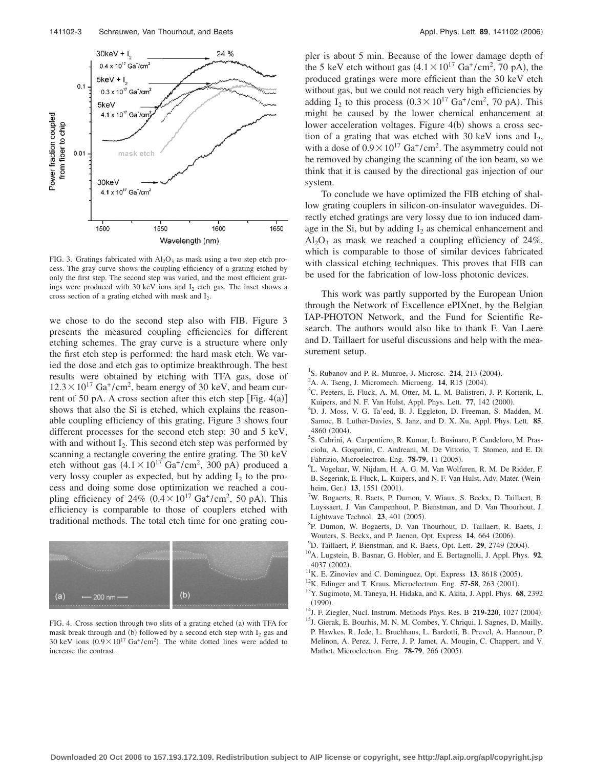30keV + $I_2$

24 %

$0.4 \times 10^{17}$ $Ga^+/cm^2$

5keV + $I_2$

$0.3 \times 10^{17}$ $Ga^+/cm^2$

5keV

$4.1 \times 10^{17}$ $Ga^+/cm^2$

mask etch

30keV

$4.1 \times 10^{17}$ $Ga^+/cm^2$

Power fraction coupled from fiber to chip

0.1

0.01

1500 1550 1600 1650

Wavelength (nm)

FIG. 3. Gratings fabricated with $Al_2O_3$ as mask using a two step etch process. The gray curve shows the coupling efficiency of a grating etched by only the first step. The second step was varied, and the most efficient gratings were produced with 30 keV ions and $I_2$ etch gas. The inset shows a cross section of a grating etched with mask and $I_2$.

we chose to do the second step also with FIB. Figure 3 presents the measured coupling efficiencies for different etching schemes. The gray curve is a structure where only the first etch step is performed: the hard mask etch. We varied the dose and etch gas to optimize breakthrough. The best results were obtained by etching with TFA gas, dose of $12.3 \times 10^{17}$ $Ga^+/cm^2$, beam energy of 30 keV, and beam current of 50 pA. A cross section after this etch step [Fig. 4(a)] shows that also the Si is etched, which explains the reasonable coupling efficiency of this grating. Figure 3 shows four different processes for the second etch step: 30 and 5 keV, with and without $I_2$. This second etch step was performed by scanning a rectangle covering the entire grating. The 30 keV etch without gas ($4.1 \times 10^{17}$ $Ga^+/cm^2$, 300 pA) produced a very lossy coupler as expected, but by adding $I_2$ to the process and doing some dose optimization we reached a coupling efficiency of 24% ($0.4 \times 10^{17}$ $Ga^+/cm^2$, 50 pA). This efficiency is comparable to those of couplers etched with traditional methods. The total etch time for one grating coupler is about 5 min. Because of the lower damage depth of the 5 keV etch without gas ($4.1 \times 10^{17}$ $Ga^+/cm^2$, 70 pA), the produced gratings were more efficient than the 30 keV etch without gas, but we could not reach very high efficiencies by adding $I_2$ to this process ($0.3 \times 10^{17}$ $Ga^+/cm^2$, 70 pA). This might be caused by the lower chemical enhancement at lower acceleration voltages. Figure 4(b) shows a cross section of a grating that was etched with 30 keV ions and $I_2$, with a dose of $0.9 \times 10^{17}$ $Ga^+/cm^2$. The asymmetry could not be removed by changing the scanning of the ion beam, so we think that it is caused by the directional gas injection of our system.

(a) — 200 nm —

(b)

FIG. 4. Cross section through two slits of a grating etched (a) with TFA for mask break through and (b) followed by a second etch step with $I_2$ gas and 30 keV ions ($0.9 \times 10^{17}$ $Ga^+/cm^2$). The white dotted lines were added to increase the contrast.

To conclude we have optimized the FIB etching of shallow grating couplers in silicon-on-insulator waveguides. Directly etched gratings are very lossy due to ion induced damage in the Si, but by adding $I_2$ as chemical enhancement and $Al_2O_3$ as mask we reached a coupling efficiency of 24%, which is comparable to those of similar devices fabricated with classical etching techniques. This proves that FIB can be used for the fabrication of low-loss photonic devices.

This work was partly supported by the European Union through the Network of Excellence ePIXnet, by the Belgian IAP-PHOTON Network, and the Fund for Scientific Research. The authors would also like to thank F. Van Laere and D. Taillaert for useful discussions and help with the measurement setup.

[1] S. Rubanov and P. R. Munroe, J. Microsc. **214**, 213 (2004).
[2] A. A. Tseng, J. Micromech. Microeng. **14**, R15 (2004).
[3] C. Peeters, E. Fluck, A. M. Otter, M. L. M. Balistreri, J. P. Korterik, L. Kuipers, and N. F. Van Hulst, Appl. Phys. Lett. **77**, 142 (2000).
[4] D. J. Moss, V. G. Ta'eed, B. J. Eggleton, D. Freeman, S. Madden, M. Samoc, B. Luther-Davies, S. Janz, and D. X. Xu, Appl. Phys. Lett. **85**, 4860 (2004).
[5] S. Cabrini, A. Carpentiero, R. Kumar, L. Businaro, P. Candeloro, M. Prasciolu, A. Gosparini, C. Andreani, M. De Vittorio, T. Stomeo, and E. Di Fabrizio, Microelectron. Eng. **78-79**, 11 (2005).
[6] L. Vogelaar, W. Nijdam, H. A. G. M. Van Wolferen, R. M. De Ridder, F. B. Segerink, E. Fluck, L. Kuipers, and N. F. Van Hulst, Adv. Mater. (Weinheim, Ger.) **13**, 1551 (2001).
[7] W. Bogaerts, R. Baets, P. Dumon, V. Wiaux, S. Beckx, D. Taillaert, B. Luyssaert, J. Van Campenhout, P. Bienstman, and D. Van Thourhout, J. Lightwave Technol. **23**, 401 (2005).
[8] P. Dumon, W. Bogaerts, D. Van Thourhout, D. Taillaert, R. Baets, J. Wouters, S. Beckx, and P. Jaenen, Opt. Express **14**, 664 (2006).
[9] D. Taillaert, P. Bienstman, and R. Baets, Opt. Lett. **29**, 2749 (2004).
[10] A. Lugstein, B. Basnar, G. Hobler, and E. Bertagnolli, J. Appl. Phys. **92**, 4037 (2002).
[11] K. E. Zinoviev and C. Dominguez, Opt. Express **13**, 8618 (2005).
[12] K. Edinger and T. Kraus, Microelectron. Eng. **57-58**, 263 (2001).
[13] Y. Sugimoto, M. Taneya, H. Hidaka, and K. Akita, J. Appl. Phys. **68**, 2392 (1990).
[14] J. F. Ziegler, Nucl. Instrum. Methods Phys. Res. B **219-220**, 1027 (2004).
[15] J. Gierak, E. Bourhis, M. N. M. Combes, Y. Chriqui, I. Sagnes, D. Mailly, P. Hawkes, R. Jede, L. Bruchhaus, L. Bardotti, B. Prevel, A. Hannour, P. Melinon, A. Perez, J. Ferre, J. P. Jamet, A. Mougin, C. Chappert, and V. Mathet, Microelectron. Eng. **78-79**, 266 (2005).